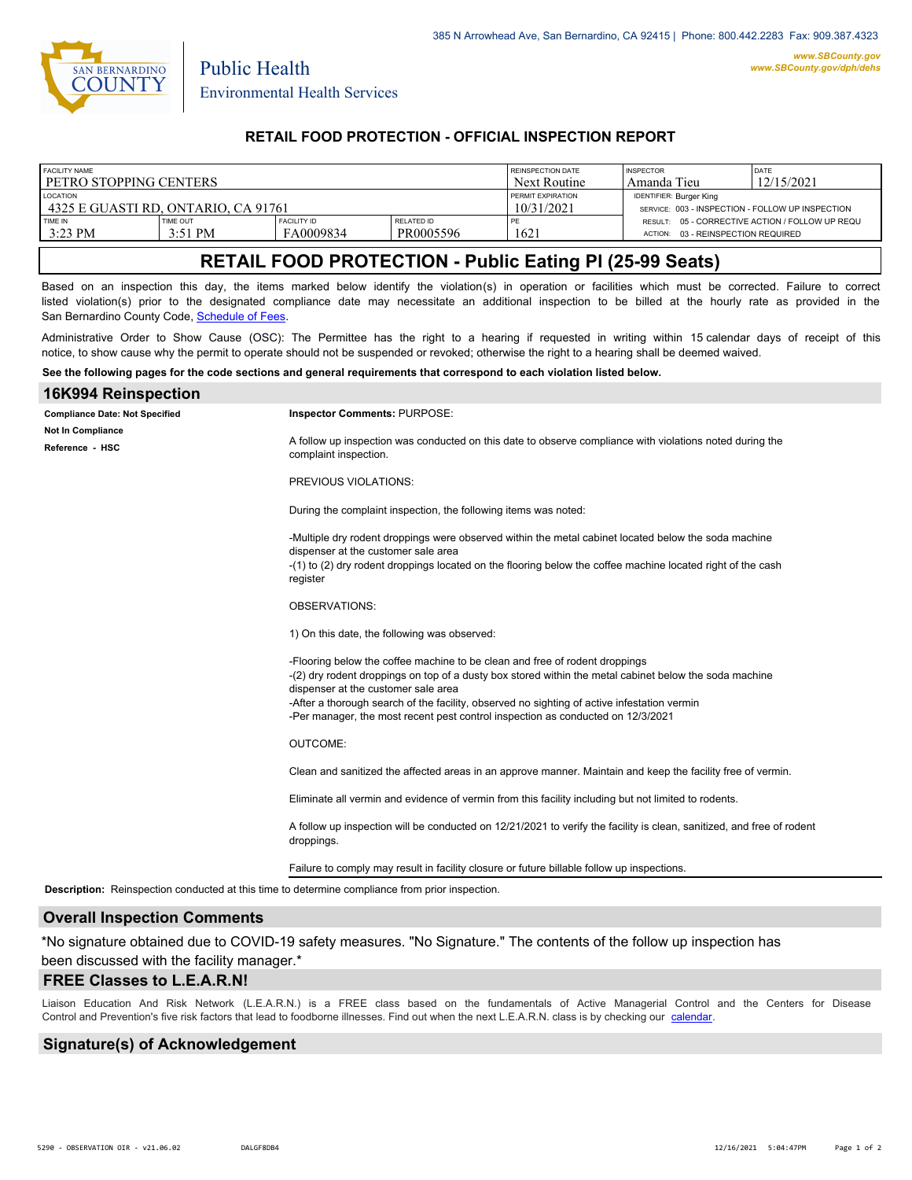385 N Arrowhead Ave, San Bernardino, CA 92415 | Phone: 800.442.2283 Fax: 909.387.4323

www.SBCounty.gov
www.SBCounty.gov/dph/dehs

Public Health
Environmental Health Services

## RETAIL FOOD PROTECTION - OFFICIAL INSPECTION REPORT

| FACILITY NAME | | | | REINSPECTION DATE | INSPECTOR | DATE |
|---|---|---|---|---|---|---|
| PETRO STOPPING CENTERS | | | | Next Routine | Amanda Tieu | 12/15/2021 |
| LOCATION | | | | PERMIT EXPIRATION | IDENTIFIER: Burger King | |
| 4325 E GUASTI RD, ONTARIO, CA 91761 | | | | 10/31/2021 | SERVICE: 003 - INSPECTION - FOLLOW UP INSPECTION | |
| TIME IN | TIME OUT | FACILITY ID | RELATED ID | PE | RESULT: 05 - CORRECTIVE ACTION / FOLLOW UP REQU | |
| 3:23 PM | 3:51 PM | FA0009834 | PR0005596 | 1621 | ACTION: 03 - REINSPECTION REQUIRED | |

# RETAIL FOOD PROTECTION - Public Eating Pl (25-99 Seats)

Based on an inspection this day, the items marked below identify the violation(s) in operation or facilities which must be corrected. Failure to correct listed violation(s) prior to the designated compliance date may necessitate an additional inspection to be billed at the hourly rate as provided in the San Bernardino County Code, Schedule of Fees.

Administrative Order to Show Cause (OSC): The Permittee has the right to a hearing if requested in writing within 15 calendar days of receipt of this notice, to show cause why the permit to operate should not be suspended or revoked; otherwise the right to a hearing shall be deemed waived.

**See the following pages for the code sections and general requirements that correspond to each violation listed below.**

## 16K994 Reinspection

**Compliance Date: Not Specified**
**Not In Compliance**
**Reference - HSC**

**Inspector Comments:** PURPOSE:

A follow up inspection was conducted on this date to observe compliance with violations noted during the complaint inspection.

PREVIOUS VIOLATIONS:

During the complaint inspection, the following items was noted:

-Multiple dry rodent droppings were observed within the metal cabinet located below the soda machine dispenser at the customer sale area
-(1) to (2) dry rodent droppings located on the flooring below the coffee machine located right of the cash register

OBSERVATIONS:

1) On this date, the following was observed:

-Flooring below the coffee machine to be clean and free of rodent droppings
-(2) dry rodent droppings on top of a dusty box stored within the metal cabinet below the soda machine dispenser at the customer sale area
-After a thorough search of the facility, observed no sighting of active infestation vermin
-Per manager, the most recent pest control inspection as conducted on 12/3/2021

OUTCOME:

Clean and sanitized the affected areas in an approve manner. Maintain and keep the facility free of vermin.

Eliminate all vermin and evidence of vermin from this facility including but not limited to rodents.

A follow up inspection will be conducted on 12/21/2021 to verify the facility is clean, sanitized, and free of rodent droppings.

Failure to comply may result in facility closure or future billable follow up inspections.

**Description:** Reinspection conducted at this time to determine compliance from prior inspection.

## Overall Inspection Comments

*No signature obtained due to COVID-19 safety measures. "No Signature." The contents of the follow up inspection has been discussed with the facility manager.*

## FREE Classes to L.E.A.R.N!

Liaison Education And Risk Network (L.E.A.R.N.) is a FREE class based on the fundamentals of Active Managerial Control and the Centers for Disease Control and Prevention's five risk factors that lead to foodborne illnesses. Find out when the next L.E.A.R.N. class is by checking our calendar.

## Signature(s) of Acknowledgement

5290 - OBSERVATION OIR - v21.06.02    DALGF8DB4    12/16/2021 5:04:47PM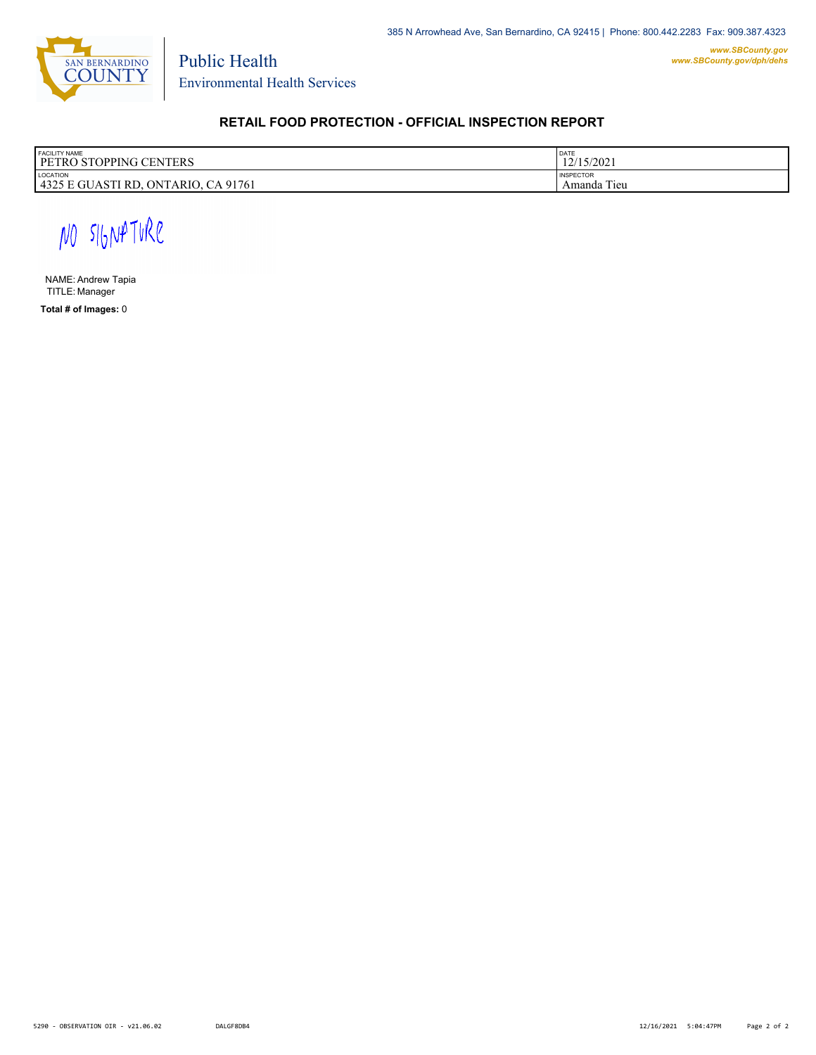385 N Arrowhead Ave, San Bernardino, CA 92415 | Phone: 800.442.2283 Fax: 909.387.4323

*www.SBCounty.gov*
*www.SBCounty.gov/dph/dehs*

Public Health
Environmental Health Services

## RETAIL FOOD PROTECTION - OFFICIAL INSPECTION REPORT

| | |
|---|---|
| FACILITY NAME<br>PETRO STOPPING CENTERS | DATE<br>12/15/2021 |
| LOCATION<br>4325 E GUASTI RD, ONTARIO, CA 91761 | INSPECTOR<br>Amanda Tieu |

NO SIGNATURE

NAME: Andrew Tapia
TITLE: Manager

**Total # of Images:** 0

5290 - OBSERVATION OIR - v21.06.02 DALGF8DB4 12/16/2021 5:04:47PM